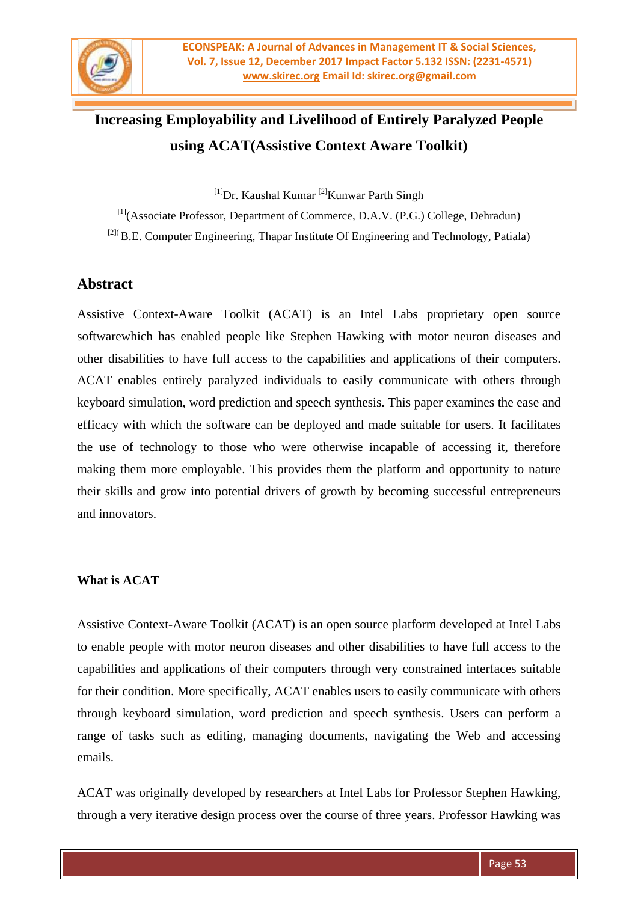# Increasing Employability and Livelihood of Entirely Paralyzed People using ACAT(Assistive Context Aware Toolkit)

[1]Dr. Kaushal Kumar [2]Kunwar Parth Singh

[1](Associate Professor, Department of Commerce, D.A.V. (P.G.) College, Dehradun)

[2]( B.E. Computer Engineering, Thapar Institute Of Engineering and Technology, Patiala)

## Abstract

Assistive Context-Aware Toolkit (ACAT) is an Intel Labs proprietary open source softwarewhich has enabled people like Stephen Hawking with motor neuron diseases and other disabilities to have full access to the capabilities and applications of their computers. ACAT enables entirely paralyzed individuals to easily communicate with others through keyboard simulation, word prediction and speech synthesis. This paper examines the ease and efficacy with which the software can be deployed and made suitable for users. It facilitates the use of technology to those who were otherwise incapable of accessing it, therefore making them more employable. This provides them the platform and opportunity to nature their skills and grow into potential drivers of growth by becoming successful entrepreneurs and innovators.

### What is ACAT

Assistive Context-Aware Toolkit (ACAT) is an open source platform developed at Intel Labs to enable people with motor neuron diseases and other disabilities to have full access to the capabilities and applications of their computers through very constrained interfaces suitable for their condition. More specifically, ACAT enables users to easily communicate with others through keyboard simulation, word prediction and speech synthesis. Users can perform a range of tasks such as editing, managing documents, navigating the Web and accessing emails.

ACAT was originally developed by researchers at Intel Labs for Professor Stephen Hawking, through a very iterative design process over the course of three years. Professor Hawking was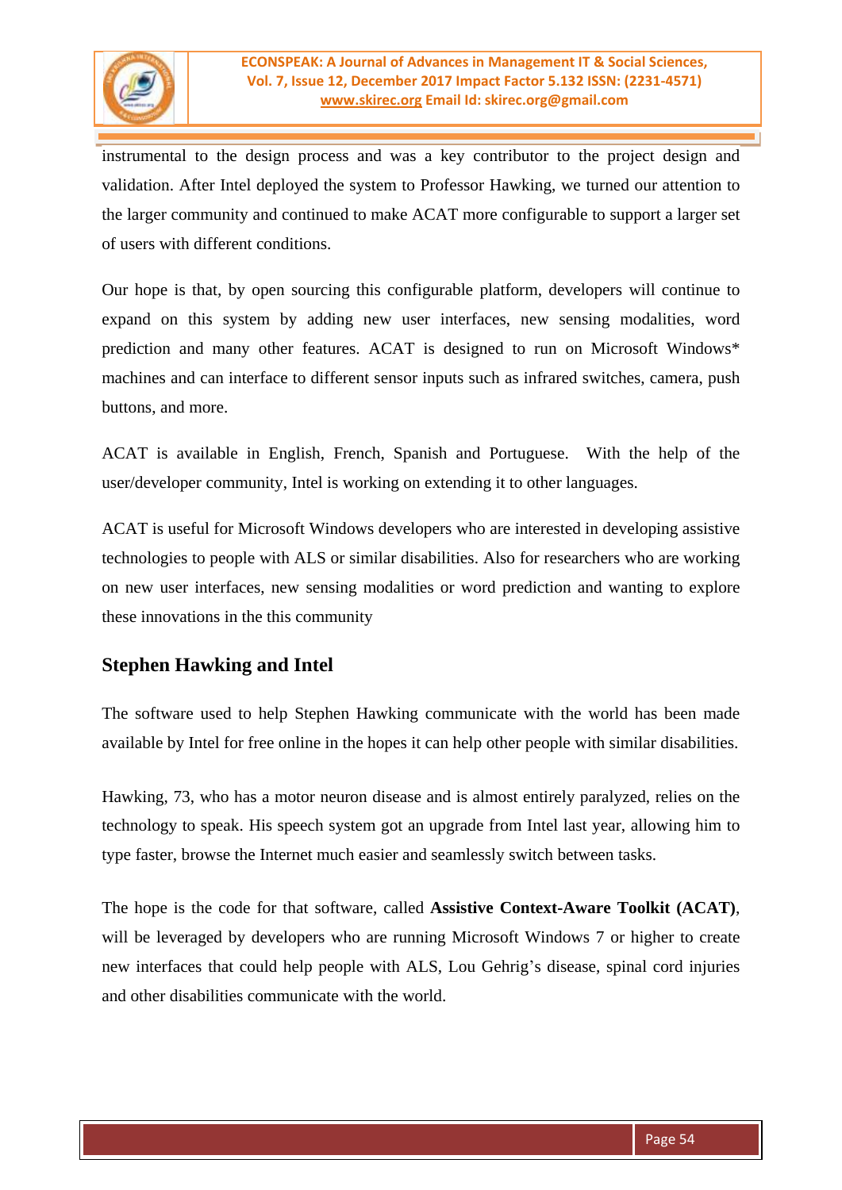instrumental to the design process and was a key contributor to the project design and validation. After Intel deployed the system to Professor Hawking, we turned our attention to the larger community and continued to make ACAT more configurable to support a larger set of users with different conditions.

Our hope is that, by open sourcing this configurable platform, developers will continue to expand on this system by adding new user interfaces, new sensing modalities, word prediction and many other features. ACAT is designed to run on Microsoft Windows* machines and can interface to different sensor inputs such as infrared switches, camera, push buttons, and more.

ACAT is available in English, French, Spanish and Portuguese. With the help of the user/developer community, Intel is working on extending it to other languages.

ACAT is useful for Microsoft Windows developers who are interested in developing assistive technologies to people with ALS or similar disabilities. Also for researchers who are working on new user interfaces, new sensing modalities or word prediction and wanting to explore these innovations in the this community

## Stephen Hawking and Intel

The software used to help Stephen Hawking communicate with the world has been made available by Intel for free online in the hopes it can help other people with similar disabilities.

Hawking, 73, who has a motor neuron disease and is almost entirely paralyzed, relies on the technology to speak. His speech system got an upgrade from Intel last year, allowing him to type faster, browse the Internet much easier and seamlessly switch between tasks.

The hope is the code for that software, called **Assistive Context-Aware Toolkit (ACAT)**, will be leveraged by developers who are running Microsoft Windows 7 or higher to create new interfaces that could help people with ALS, Lou Gehrig's disease, spinal cord injuries and other disabilities communicate with the world.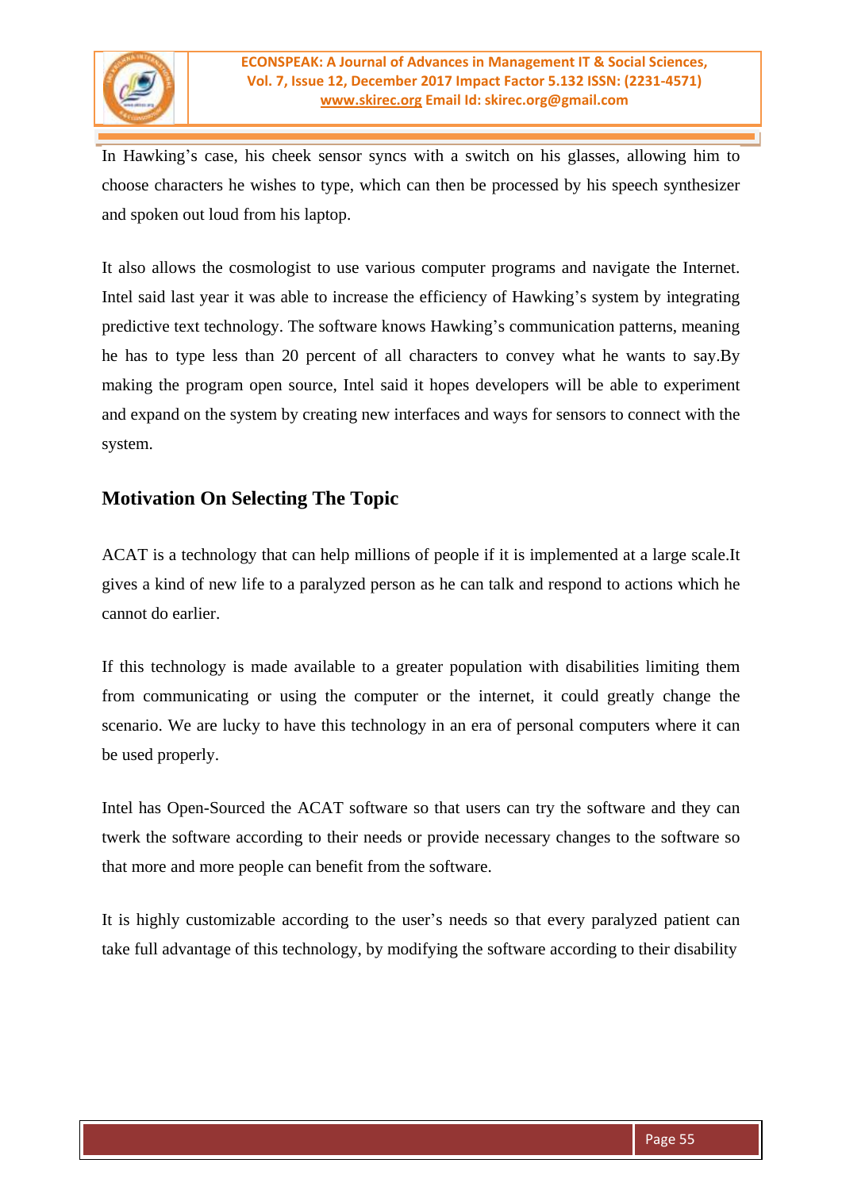In Hawking’s case, his cheek sensor syncs with a switch on his glasses, allowing him to choose characters he wishes to type, which can then be processed by his speech synthesizer and spoken out loud from his laptop.

It also allows the cosmologist to use various computer programs and navigate the Internet. Intel said last year it was able to increase the efficiency of Hawking’s system by integrating predictive text technology. The software knows Hawking’s communication patterns, meaning he has to type less than 20 percent of all characters to convey what he wants to say.By making the program open source, Intel said it hopes developers will be able to experiment and expand on the system by creating new interfaces and ways for sensors to connect with the system.

## Motivation On Selecting The Topic

ACAT is a technology that can help millions of people if it is implemented at a large scale.It gives a kind of new life to a paralyzed person as he can talk and respond to actions which he cannot do earlier.

If this technology is made available to a greater population with disabilities limiting them from communicating or using the computer or the internet, it could greatly change the scenario. We are lucky to have this technology in an era of personal computers where it can be used properly.

Intel has Open-Sourced the ACAT software so that users can try the software and they can twerk the software according to their needs or provide necessary changes to the software so that more and more people can benefit from the software.

It is highly customizable according to the user’s needs so that every paralyzed patient can take full advantage of this technology, by modifying the software according to their disability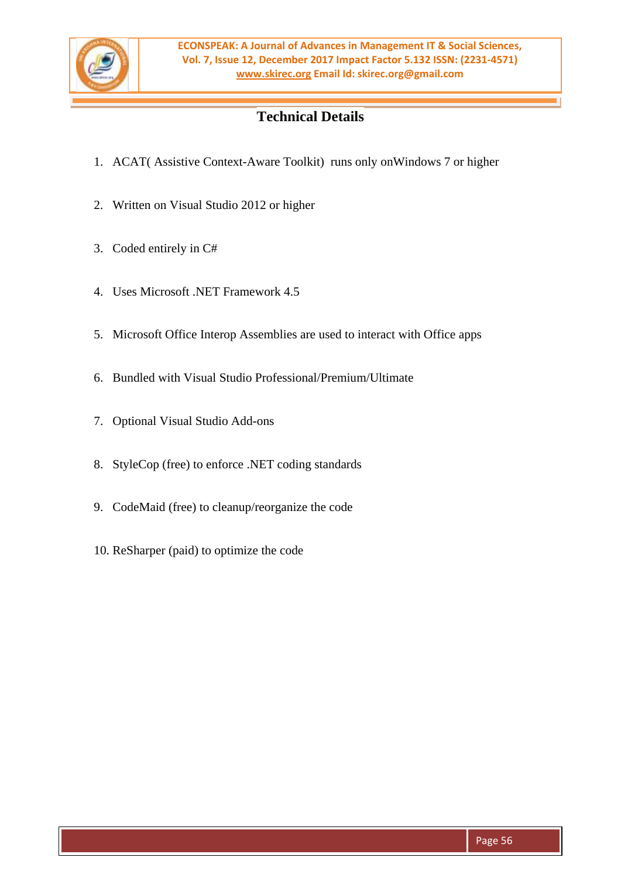## Technical Details

1. ACAT( Assistive Context-Aware Toolkit) runs only onWindows 7 or higher
2. Written on Visual Studio 2012 or higher
3. Coded entirely in C#
4. Uses Microsoft .NET Framework 4.5
5. Microsoft Office Interop Assemblies are used to interact with Office apps
6. Bundled with Visual Studio Professional/Premium/Ultimate
7. Optional Visual Studio Add-ons
8. StyleCop (free) to enforce .NET coding standards
9. CodeMaid (free) to cleanup/reorganize the code
10. ReSharper (paid) to optimize the code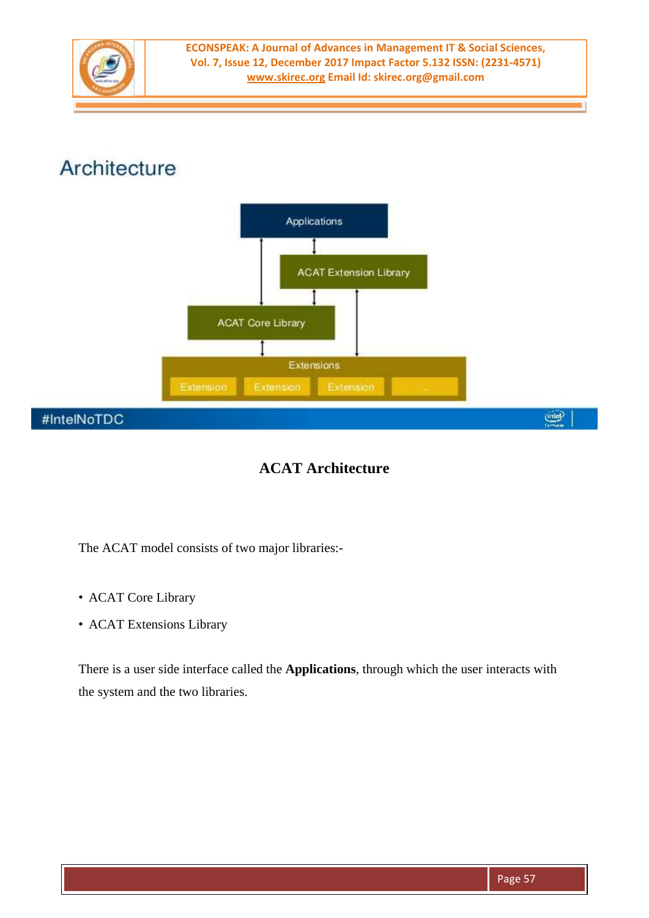ACAT Architecture

The ACAT model consists of two major libraries:-

- ACAT Core Library
- ACAT Extensions Library

There is a user side interface called the **Applications**, through which the user interacts with the system and the two libraries.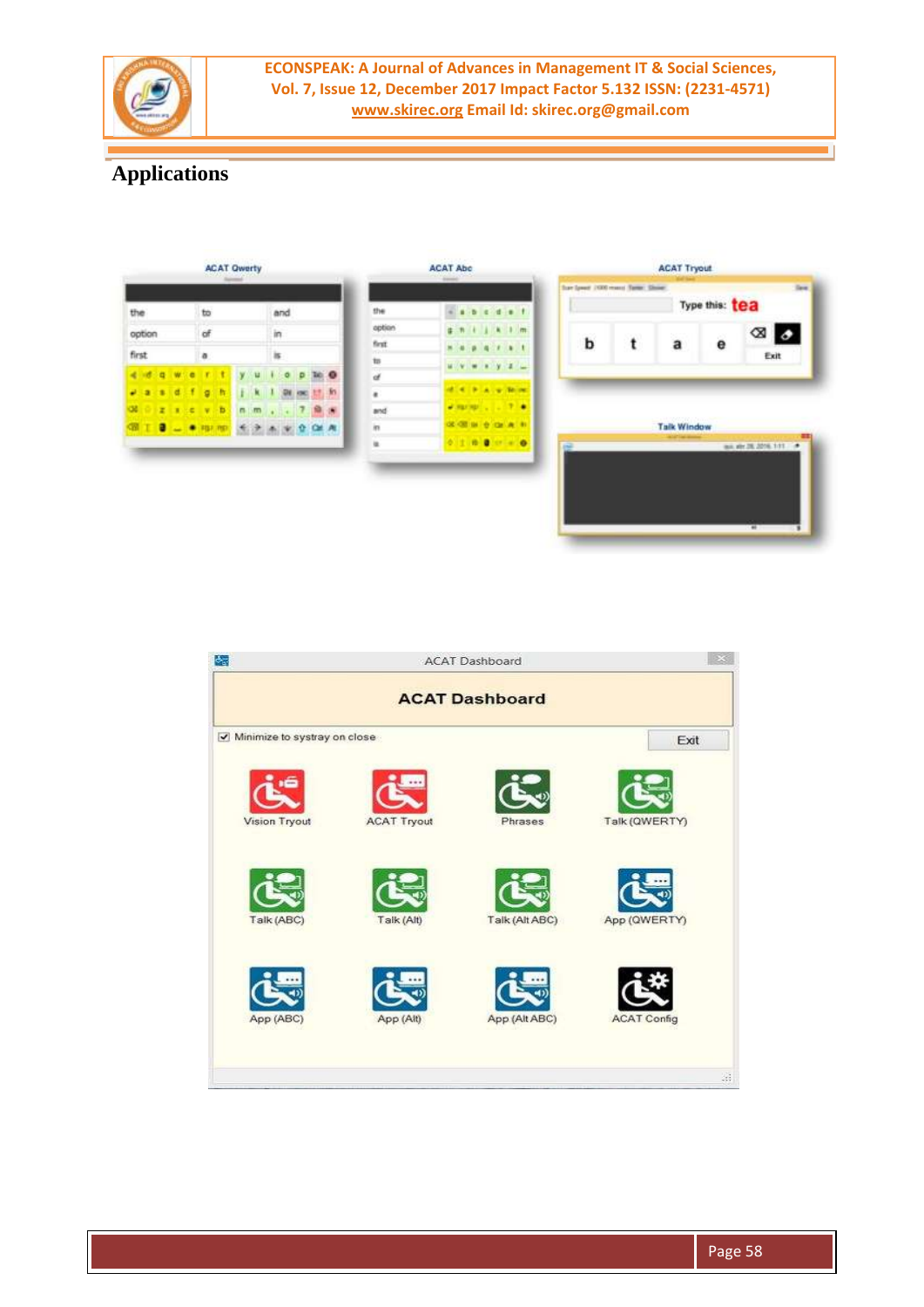## Applications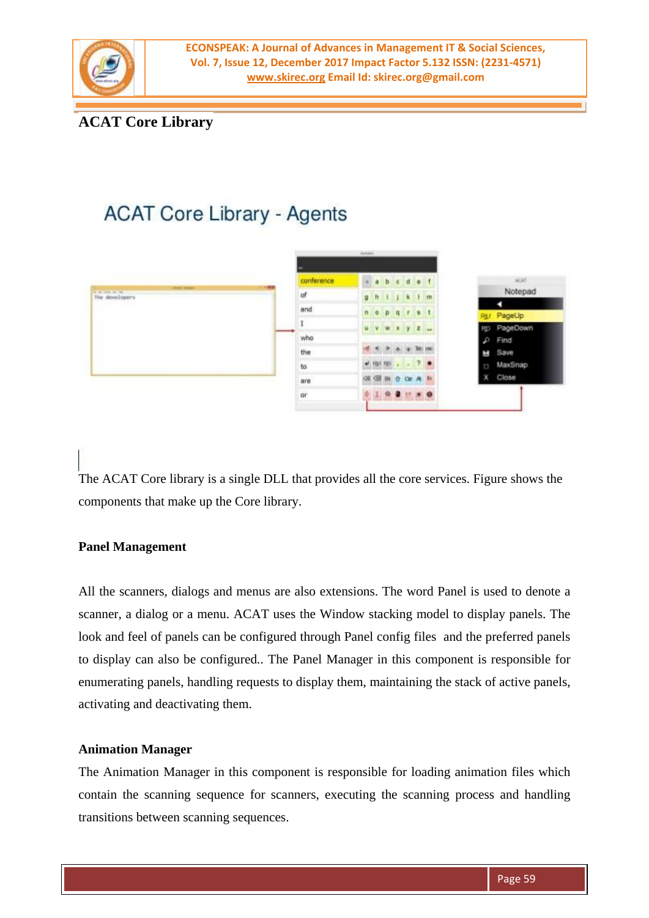## ACAT Core Library

The ACAT Core library is a single DLL that provides all the core services. Figure shows the components that make up the Core library.

**Panel Management**

All the scanners, dialogs and menus are also extensions. The word Panel is used to denote a scanner, a dialog or a menu. ACAT uses the Window stacking model to display panels. The look and feel of panels can be configured through Panel config files and the preferred panels to display can also be configured.. The Panel Manager in this component is responsible for enumerating panels, handling requests to display them, maintaining the stack of active panels, activating and deactivating them.

**Animation Manager**

The Animation Manager in this component is responsible for loading animation files which contain the scanning sequence for scanners, executing the scanning process and handling transitions between scanning sequences.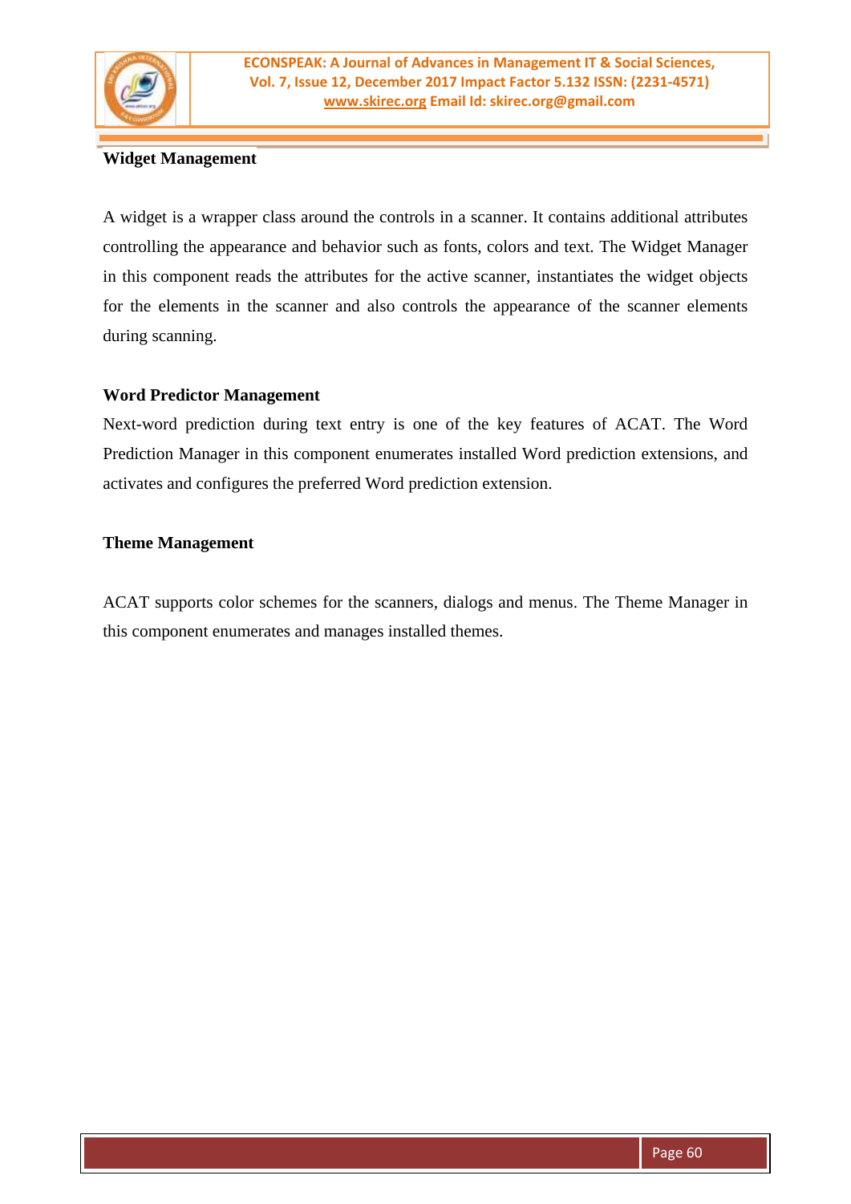**Widget Management**

A widget is a wrapper class around the controls in a scanner. It contains additional attributes controlling the appearance and behavior such as fonts, colors and text. The Widget Manager in this component reads the attributes for the active scanner, instantiates the widget objects for the elements in the scanner and also controls the appearance of the scanner elements during scanning.

**Word Predictor Management**

Next-word prediction during text entry is one of the key features of ACAT. The Word Prediction Manager in this component enumerates installed Word prediction extensions, and activates and configures the preferred Word prediction extension.

**Theme Management**

ACAT supports color schemes for the scanners, dialogs and menus. The Theme Manager in this component enumerates and manages installed themes.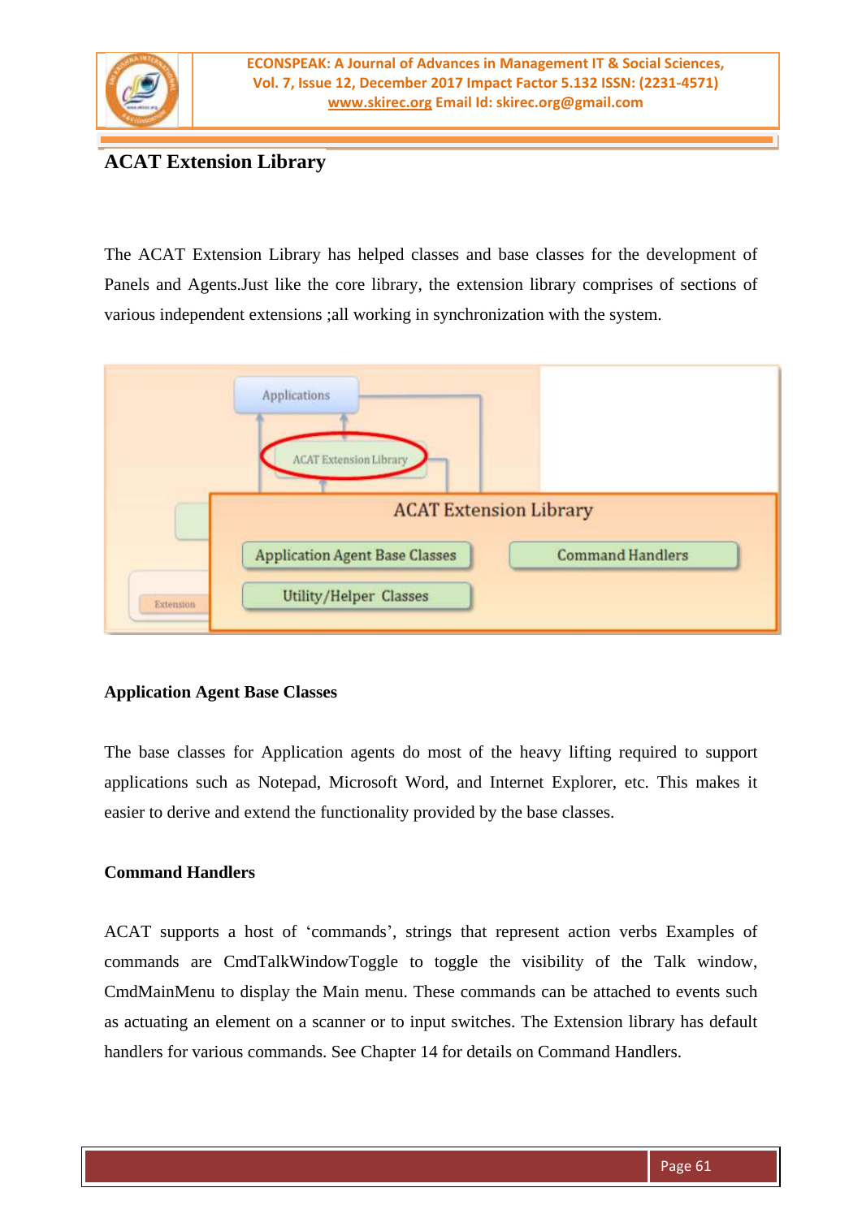## ACAT Extension Library

The ACAT Extension Library has helped classes and base classes for the development of Panels and Agents.Just like the core library, the extension library comprises of sections of various independent extensions ;all working in synchronization with the system.

### Application Agent Base Classes

The base classes for Application agents do most of the heavy lifting required to support applications such as Notepad, Microsoft Word, and Internet Explorer, etc. This makes it easier to derive and extend the functionality provided by the base classes.

### Command Handlers

ACAT supports a host of 'commands', strings that represent action verbs Examples of commands are CmdTalkWindowToggle to toggle the visibility of the Talk window, CmdMainMenu to display the Main menu. These commands can be attached to events such as actuating an element on a scanner or to input switches. The Extension library has default handlers for various commands. See Chapter 14 for details on Command Handlers.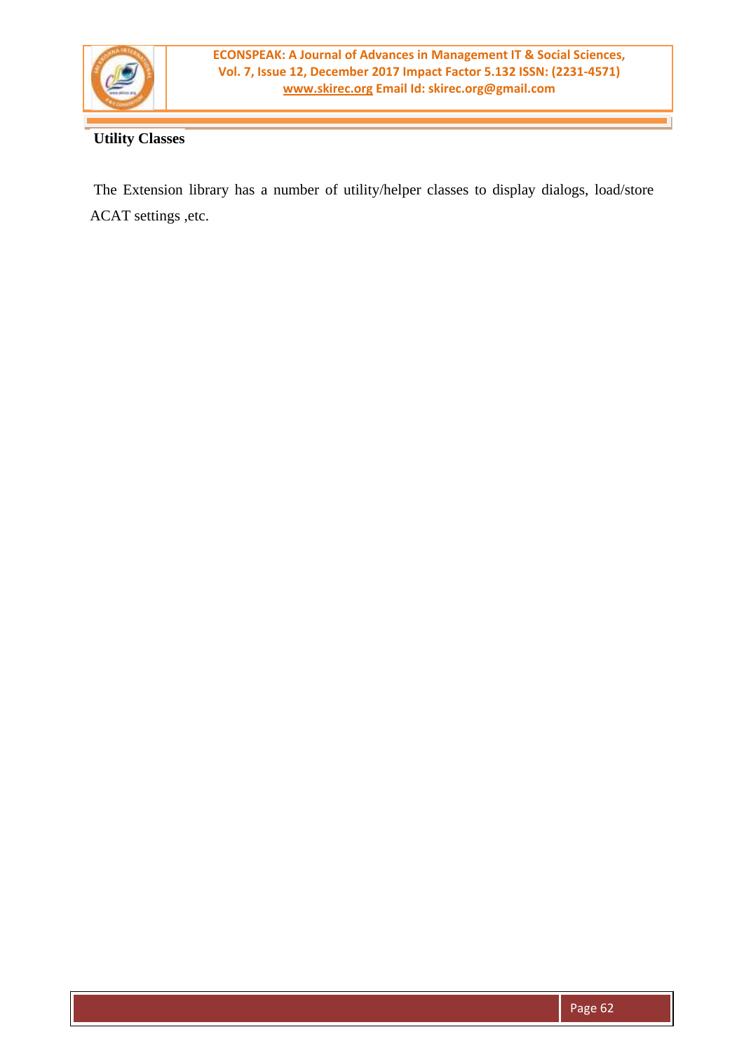**Utility Classes**

The Extension library has a number of utility/helper classes to display dialogs, load/store ACAT settings ,etc.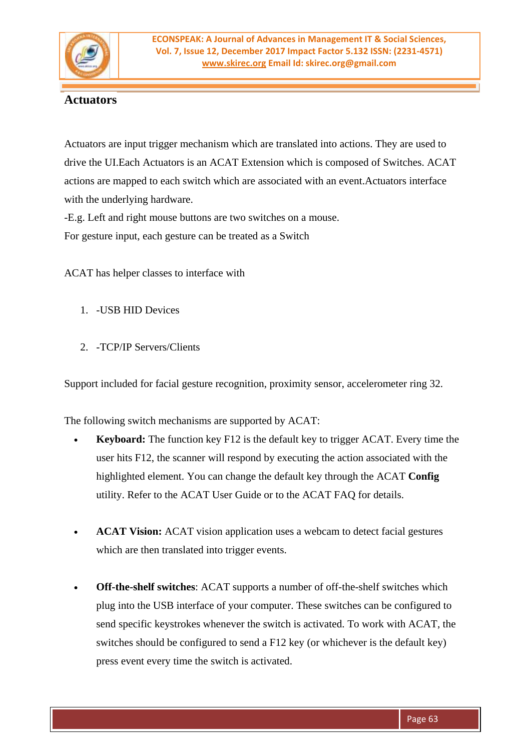## Actuators

Actuators are input trigger mechanism which are translated into actions. They are used to drive the UI.Each Actuators is an ACAT Extension which is composed of Switches. ACAT actions are mapped to each switch which are associated with an event.Actuators interface with the underlying hardware.

-E.g. Left and right mouse buttons are two switches on a mouse.

For gesture input, each gesture can be treated as a Switch

ACAT has helper classes to interface with

1. -USB HID Devices

2. -TCP/IP Servers/Clients

Support included for facial gesture recognition, proximity sensor, accelerometer ring 32.

The following switch mechanisms are supported by ACAT:

- **Keyboard:** The function key F12 is the default key to trigger ACAT. Every time the user hits F12, the scanner will respond by executing the action associated with the highlighted element. You can change the default key through the ACAT **Config** utility. Refer to the ACAT User Guide or to the ACAT FAQ for details.

- **ACAT Vision:** ACAT vision application uses a webcam to detect facial gestures which are then translated into trigger events.

- **Off-the-shelf switches**: ACAT supports a number of off-the-shelf switches which plug into the USB interface of your computer. These switches can be configured to send specific keystrokes whenever the switch is activated. To work with ACAT, the switches should be configured to send a F12 key (or whichever is the default key) press event every time the switch is activated.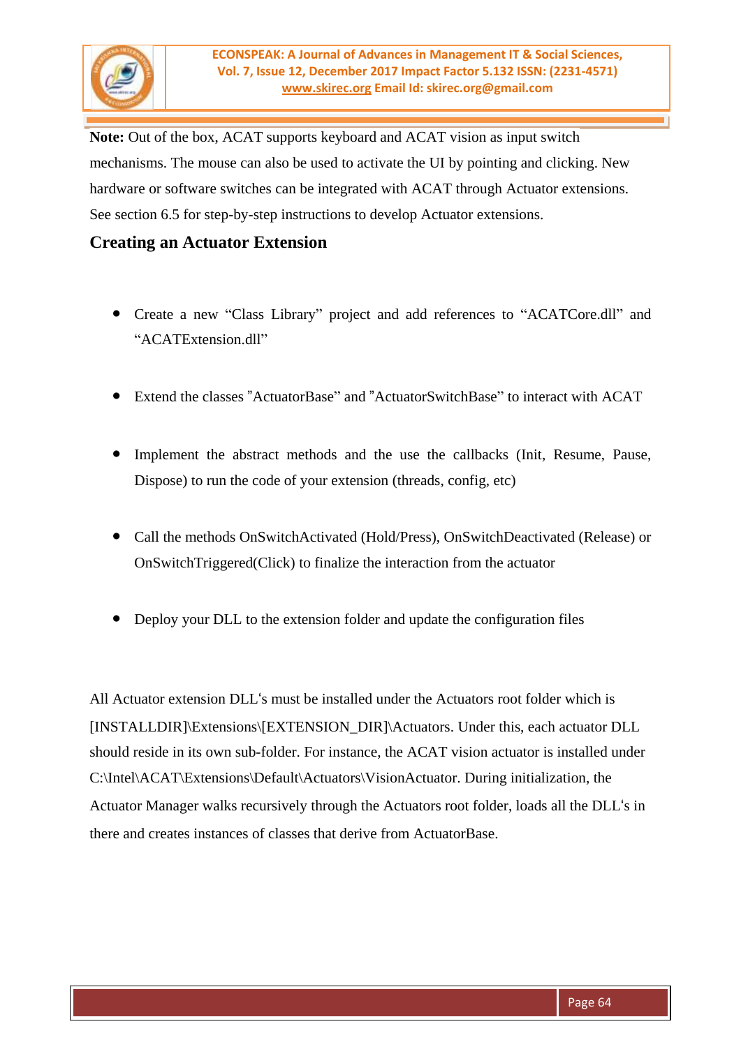**Note:** Out of the box, ACAT supports keyboard and ACAT vision as input switch mechanisms. The mouse can also be used to activate the UI by pointing and clicking. New hardware or software switches can be integrated with ACAT through Actuator extensions. See section 6.5 for step-by-step instructions to develop Actuator extensions.

## Creating an Actuator Extension

- Create a new “Class Library” project and add references to “ACATCore.dll” and “ACATExtension.dll”
- Extend the classes ”ActuatorBase” and ”ActuatorSwitchBase” to interact with ACAT
- Implement the abstract methods and the use the callbacks (Init, Resume, Pause, Dispose) to run the code of your extension (threads, config, etc)
- Call the methods OnSwitchActivated (Hold/Press), OnSwitchDeactivated (Release) or OnSwitchTriggered(Click) to finalize the interaction from the actuator
- Deploy your DLL to the extension folder and update the configuration files

All Actuator extension DLL‘s must be installed under the Actuators root folder which is [INSTALLDIR]\Extensions\[EXTENSION_DIR]\Actuators. Under this, each actuator DLL should reside in its own sub-folder. For instance, the ACAT vision actuator is installed under C:\Intel\ACAT\Extensions\Default\Actuators\VisionActuator. During initialization, the Actuator Manager walks recursively through the Actuators root folder, loads all the DLL‘s in there and creates instances of classes that derive from ActuatorBase.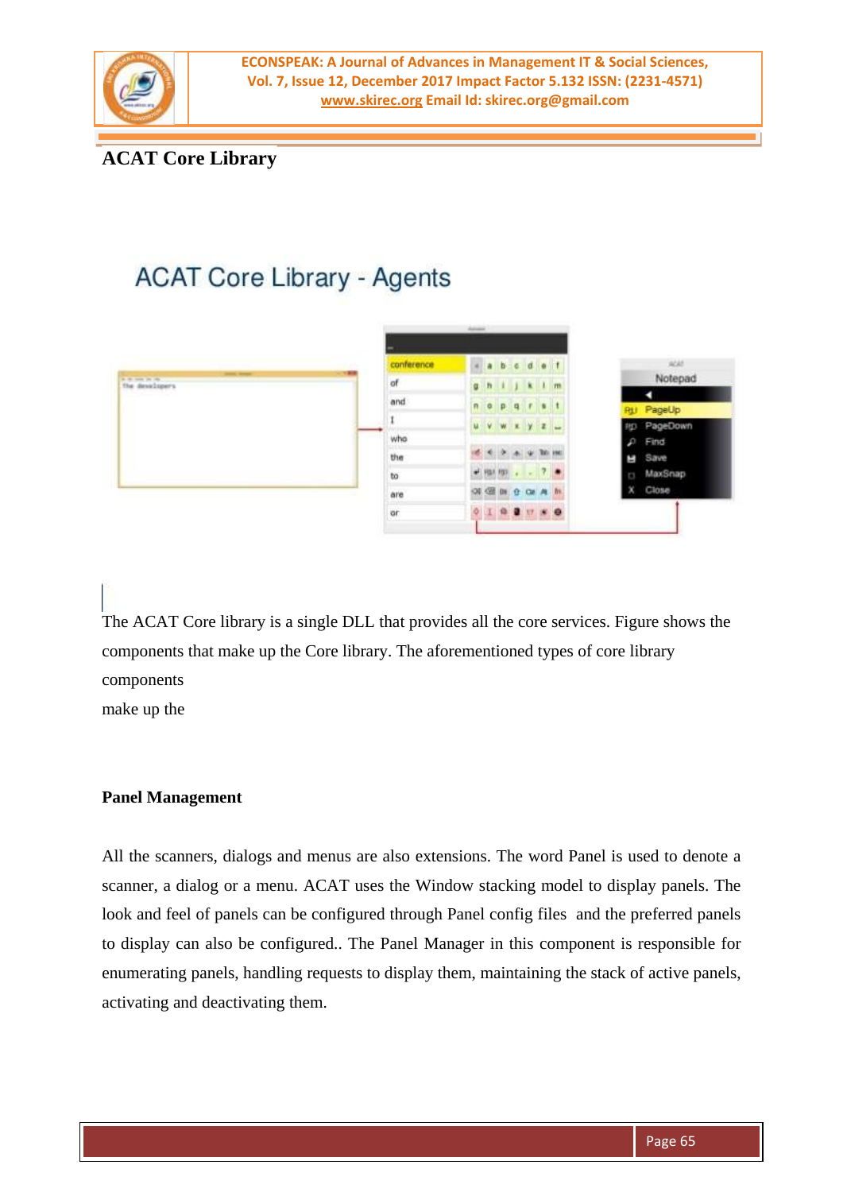## ACAT Core Library

The ACAT Core library is a single DLL that provides all the core services. Figure shows the components that make up the Core library. The aforementioned types of core library components

make up the

### Panel Management

All the scanners, dialogs and menus are also extensions. The word Panel is used to denote a scanner, a dialog or a menu. ACAT uses the Window stacking model to display panels. The look and feel of panels can be configured through Panel config files and the preferred panels to display can also be configured.. The Panel Manager in this component is responsible for enumerating panels, handling requests to display them, maintaining the stack of active panels, activating and deactivating them.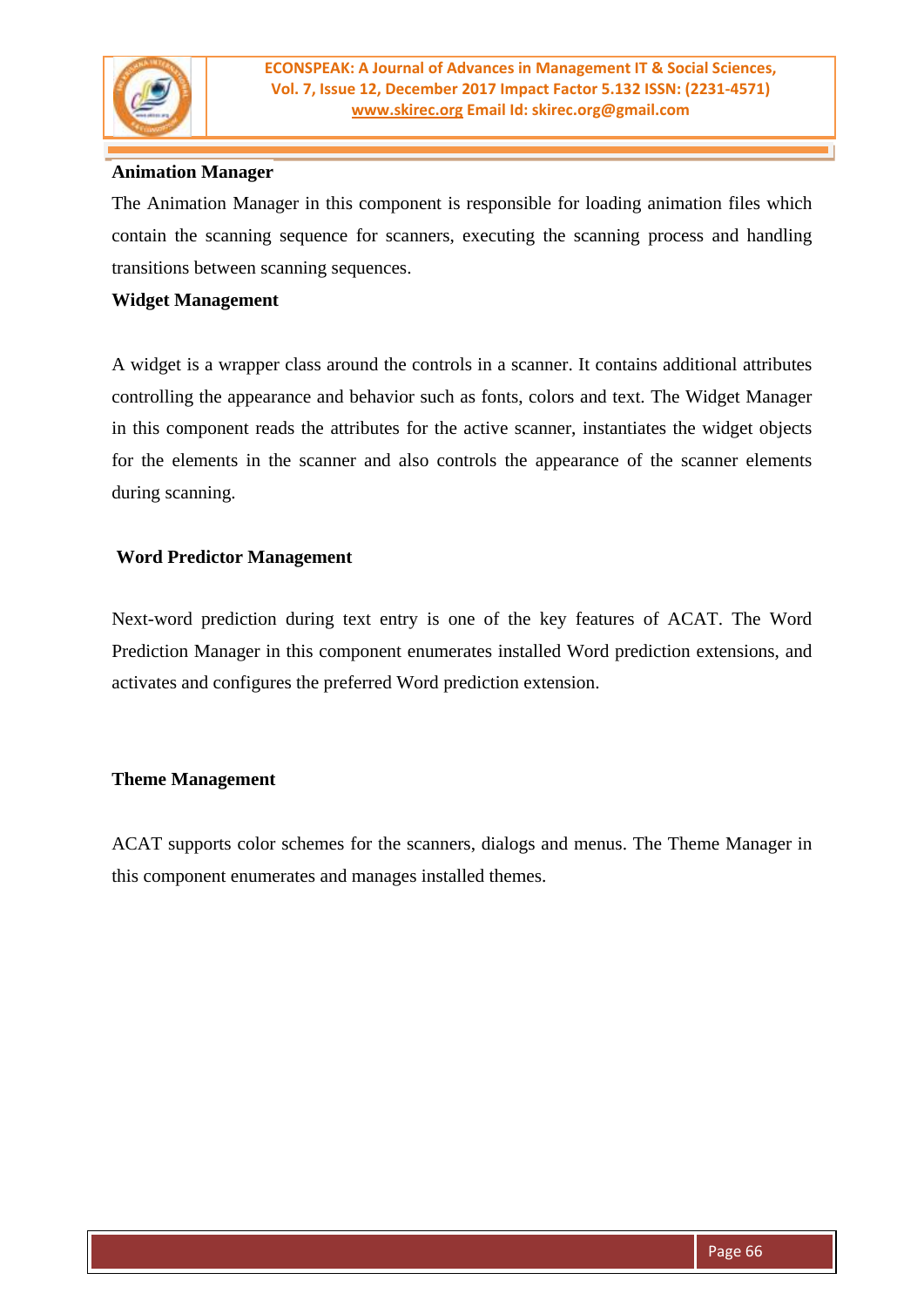**Animation Manager**

The Animation Manager in this component is responsible for loading animation files which contain the scanning sequence for scanners, executing the scanning process and handling transitions between scanning sequences.

**Widget Management**

A widget is a wrapper class around the controls in a scanner. It contains additional attributes controlling the appearance and behavior such as fonts, colors and text. The Widget Manager in this component reads the attributes for the active scanner, instantiates the widget objects for the elements in the scanner and also controls the appearance of the scanner elements during scanning.

**Word Predictor Management**

Next-word prediction during text entry is one of the key features of ACAT. The Word Prediction Manager in this component enumerates installed Word prediction extensions, and activates and configures the preferred Word prediction extension.

**Theme Management**

ACAT supports color schemes for the scanners, dialogs and menus. The Theme Manager in this component enumerates and manages installed themes.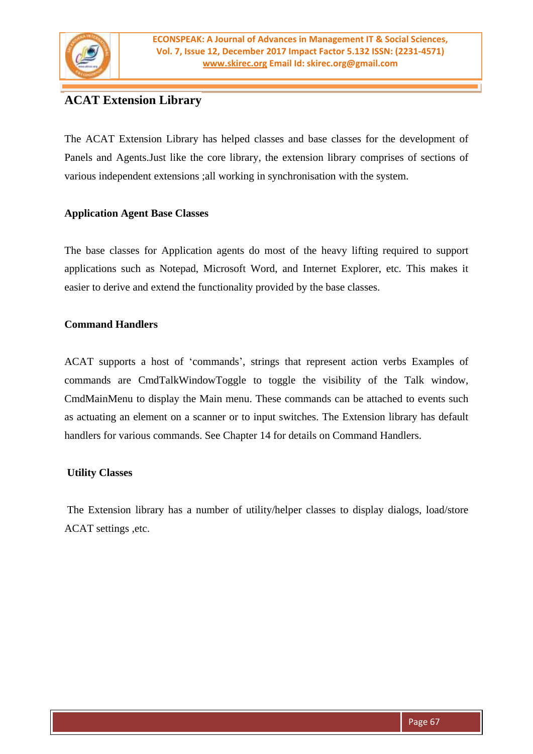## ACAT Extension Library

The ACAT Extension Library has helped classes and base classes for the development of Panels and Agents.Just like the core library, the extension library comprises of sections of various independent extensions ;all working in synchronisation with the system.

### Application Agent Base Classes

The base classes for Application agents do most of the heavy lifting required to support applications such as Notepad, Microsoft Word, and Internet Explorer, etc. This makes it easier to derive and extend the functionality provided by the base classes.

### Command Handlers

ACAT supports a host of 'commands', strings that represent action verbs Examples of commands are CmdTalkWindowToggle to toggle the visibility of the Talk window, CmdMainMenu to display the Main menu. These commands can be attached to events such as actuating an element on a scanner or to input switches. The Extension library has default handlers for various commands. See Chapter 14 for details on Command Handlers.

### Utility Classes

The Extension library has a number of utility/helper classes to display dialogs, load/store ACAT settings ,etc.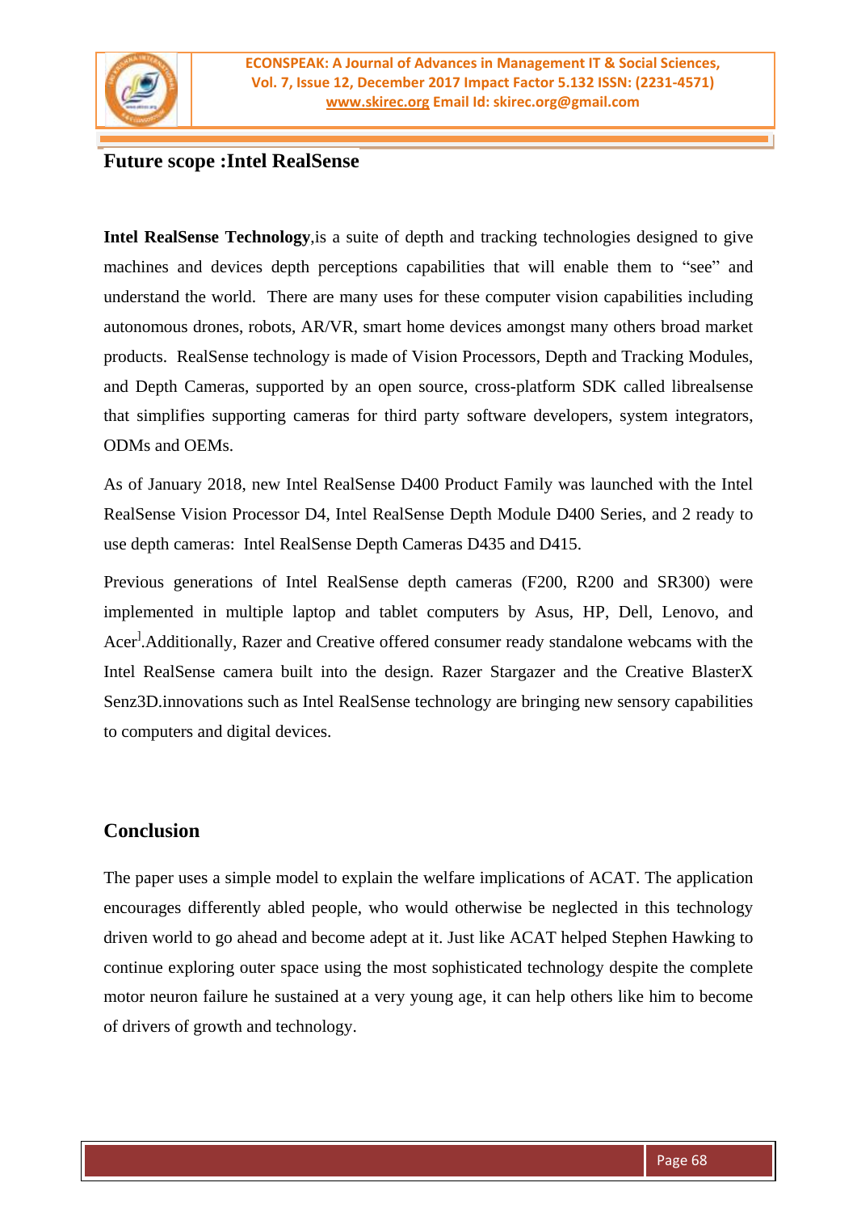## Future scope :Intel RealSense

**Intel RealSense Technology**,is a suite of depth and tracking technologies designed to give machines and devices depth perceptions capabilities that will enable them to “see” and understand the world. There are many uses for these computer vision capabilities including autonomous drones, robots, AR/VR, smart home devices amongst many others broad market products. RealSense technology is made of Vision Processors, Depth and Tracking Modules, and Depth Cameras, supported by an open source, cross-platform SDK called librealsense that simplifies supporting cameras for third party software developers, system integrators, ODMs and OEMs.

As of January 2018, new Intel RealSense D400 Product Family was launched with the Intel RealSense Vision Processor D4, Intel RealSense Depth Module D400 Series, and 2 ready to use depth cameras: Intel RealSense Depth Cameras D435 and D415.

Previous generations of Intel RealSense depth cameras (F200, R200 and SR300) were implemented in multiple laptop and tablet computers by Asus, HP, Dell, Lenovo, and Acer].Additionally, Razer and Creative offered consumer ready standalone webcams with the Intel RealSense camera built into the design. Razer Stargazer and the Creative BlasterX Senz3D.innovations such as Intel RealSense technology are bringing new sensory capabilities to computers and digital devices.

## Conclusion

The paper uses a simple model to explain the welfare implications of ACAT. The application encourages differently abled people, who would otherwise be neglected in this technology driven world to go ahead and become adept at it. Just like ACAT helped Stephen Hawking to continue exploring outer space using the most sophisticated technology despite the complete motor neuron failure he sustained at a very young age, it can help others like him to become of drivers of growth and technology.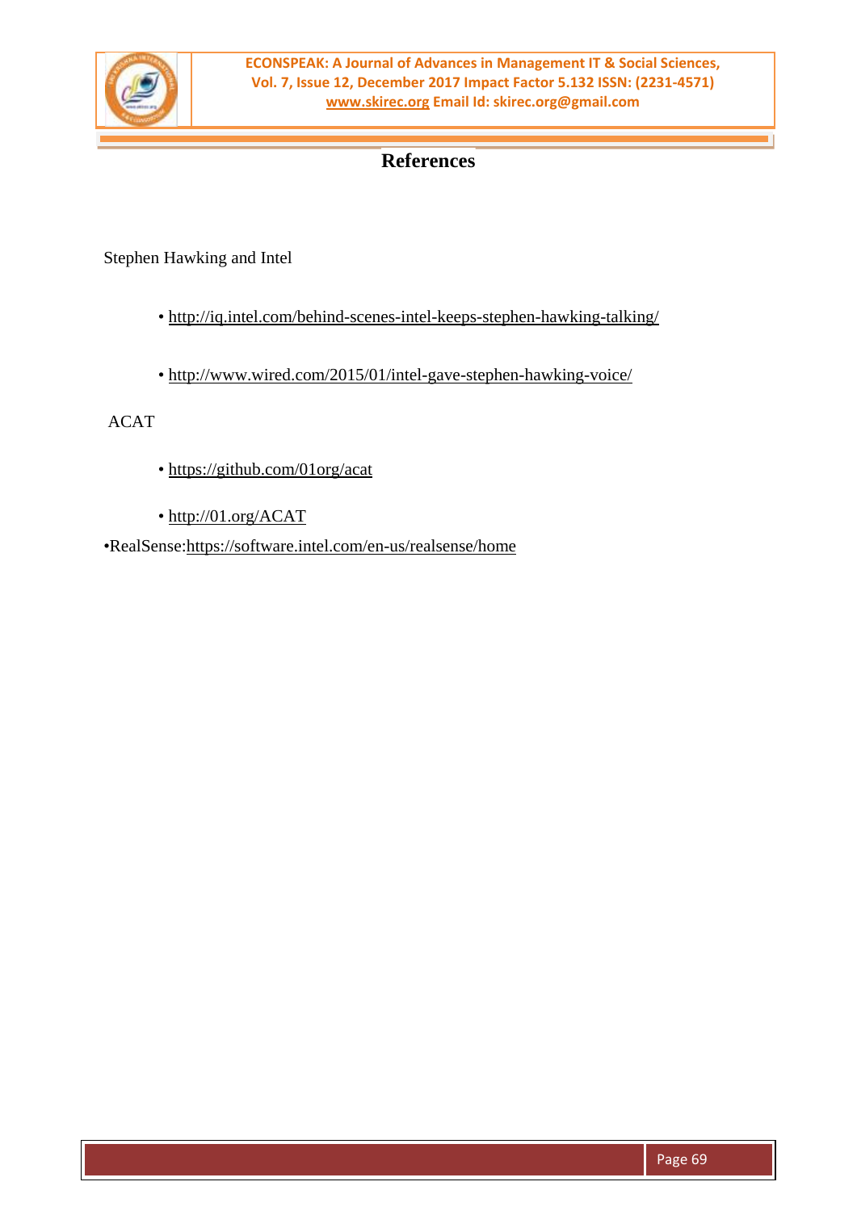## References

Stephen Hawking and Intel

- http://iq.intel.com/behind-scenes-intel-keeps-stephen-hawking-talking/
- http://www.wired.com/2015/01/intel-gave-stephen-hawking-voice/

ACAT

- https://github.com/01org/acat
- http://01.org/ACAT

•RealSense:https://software.intel.com/en-us/realsense/home